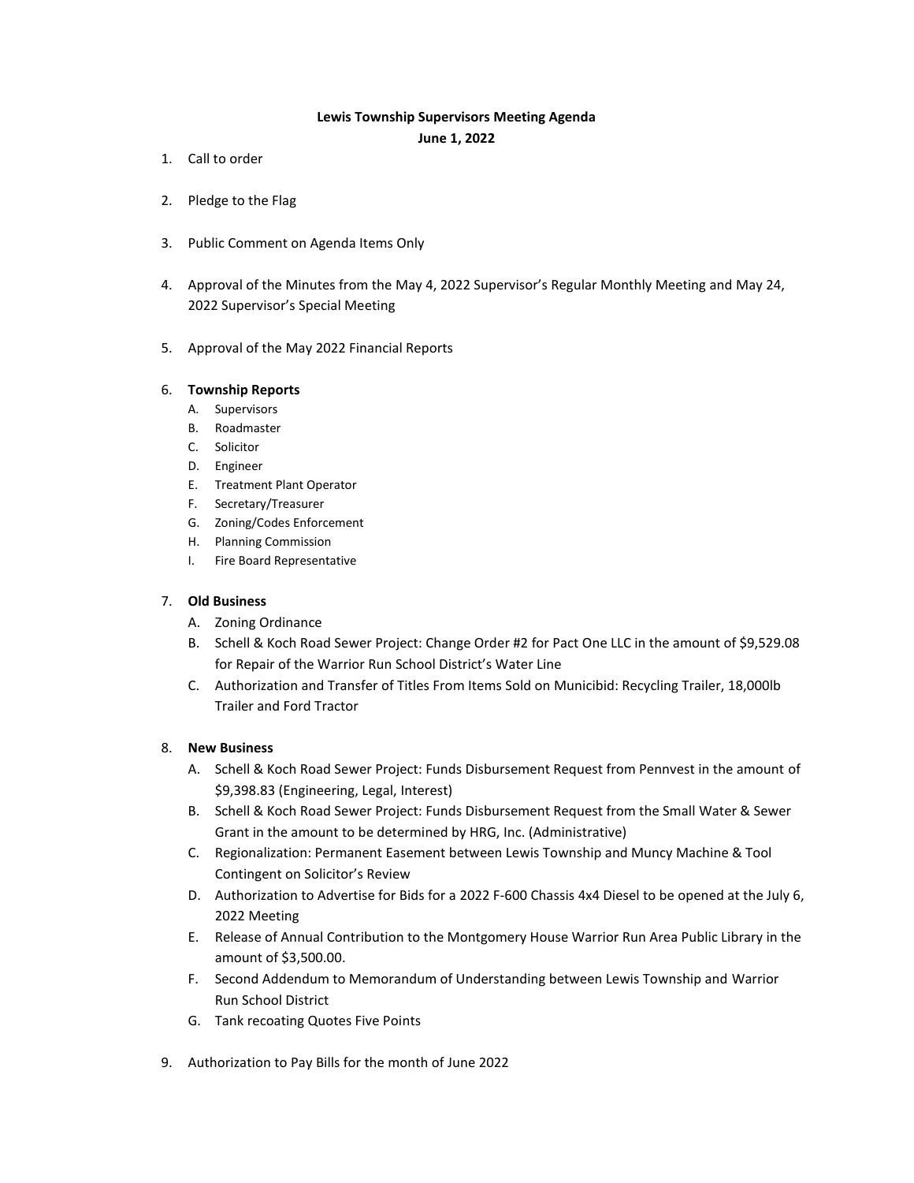# Lewis Township Supervisors Meeting Agenda

## June 1, 2022

1. Call to order

2. Pledge to the Flag

3. Public Comment on Agenda Items Only

4. Approval of the Minutes from the May 4, 2022 Supervisor's Regular Monthly Meeting and May 24, 2022 Supervisor's Special Meeting

5. Approval of the May 2022 Financial Reports

6. **Township Reports**
   - A. Supervisors
   - B. Roadmaster
   - C. Solicitor
   - D. Engineer
   - E. Treatment Plant Operator
   - F. Secretary/Treasurer
   - G. Zoning/Codes Enforcement
   - H. Planning Commission
   - I. Fire Board Representative

7. **Old Business**
   - A. Zoning Ordinance
   - B. Schell & Koch Road Sewer Project: Change Order #2 for Pact One LLC in the amount of $9,529.08 for Repair of the Warrior Run School District's Water Line
   - C. Authorization and Transfer of Titles From Items Sold on Municibid: Recycling Trailer, 18,000lb Trailer and Ford Tractor

8. **New Business**
   - A. Schell & Koch Road Sewer Project: Funds Disbursement Request from Pennvest in the amount of $9,398.83 (Engineering, Legal, Interest)
   - B. Schell & Koch Road Sewer Project: Funds Disbursement Request from the Small Water & Sewer Grant in the amount to be determined by HRG, Inc. (Administrative)
   - C. Regionalization: Permanent Easement between Lewis Township and Muncy Machine & Tool Contingent on Solicitor's Review
   - D. Authorization to Advertise for Bids for a 2022 F-600 Chassis 4x4 Diesel to be opened at the July 6, 2022 Meeting
   - E. Release of Annual Contribution to the Montgomery House Warrior Run Area Public Library in the amount of $3,500.00.
   - F. Second Addendum to Memorandum of Understanding between Lewis Township and Warrior Run School District
   - G. Tank recoating Quotes Five Points

9. Authorization to Pay Bills for the month of June 2022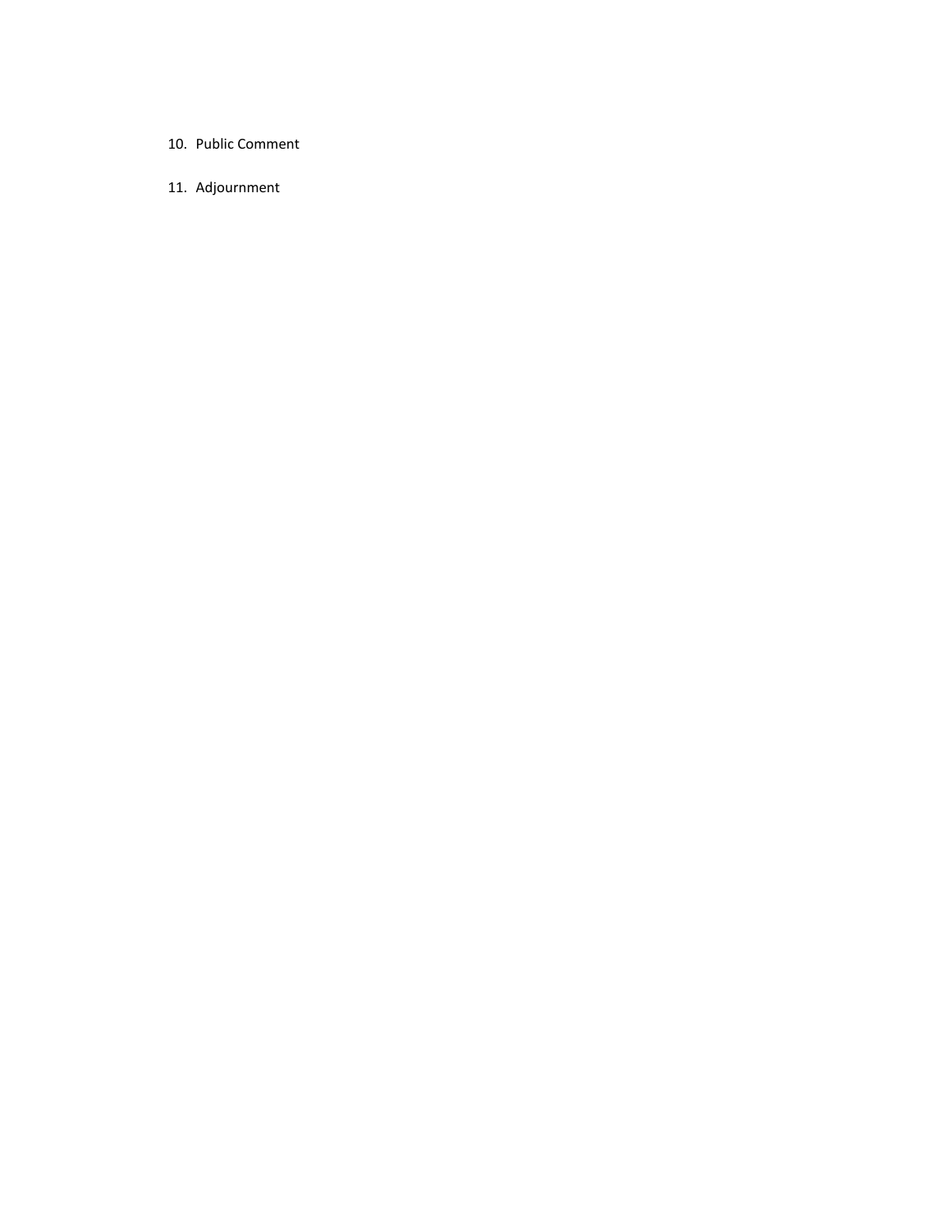10. Public Comment

11. Adjournment